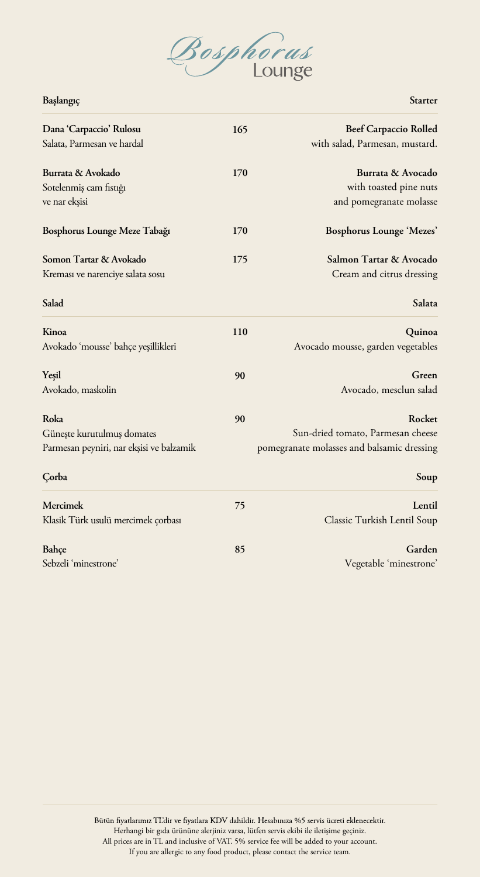# Bosphorus Lounge

| Başlangıç | | Starter |
|---|---|---|
| **Dana 'Carpaccio' Rulosu**<br>Salata, Parmesan ve hardal | 165 | **Beef Carpaccio Rolled**<br>with salad, Parmesan, mustard. |
| **Burrata & Avokado**<br>Sotelenmiş cam fıstığı<br>ve nar ekşisi | 170 | **Burrata & Avocado**<br>with toasted pine nuts<br>and pomegranate molasse |
| **Bosphorus Lounge Meze Tabağı** | 170 | **Bosphorus Lounge 'Mezes'** |
| **Somon Tartar & Avokado**<br>Kreması ve narenciye salata sosu | 175 | **Salmon Tartar & Avocado**<br>Cream and citrus dressing |

| Salad | | Salata |
|---|---|---|
| **Kinoa**<br>Avokado 'mousse' bahçe yeşillikleri | 110 | **Quinoa**<br>Avocado mousse, garden vegetables |
| **Yeşil**<br>Avokado, maskolin | 90 | **Green**<br>Avocado, mesclun salad |
| **Roka**<br>Güneşte kurutulmuş domates<br>Parmesan peyniri, nar ekşisi ve balzamik | 90 | **Rocket**<br>Sun-dried tomato, Parmesan cheese<br>pomegranate molasses and balsamic dressing |

| Çorba | | Soup |
|---|---|---|
| **Mercimek**<br>Klasik Türk usulü mercimek çorbası | 75 | **Lentil**<br>Classic Turkish Lentil Soup |
| **Bahçe**<br>Sebzeli 'minestrone' | 85 | **Garden**<br>Vegetable 'minestrone' |

Bütün fiyatlarımız TL'dir ve fiyatlara KDV dahildir. Hesabınıza %5 servis ücreti eklenecektir.
Herhangi bir gıda ürününe alerjiniz varsa, lütfen servis ekibi ile iletişime geçiniz.
All prices are in TL and inclusive of VAT. 5% service fee will be added to your account.
If you are allergic to any food product, please contact the service team.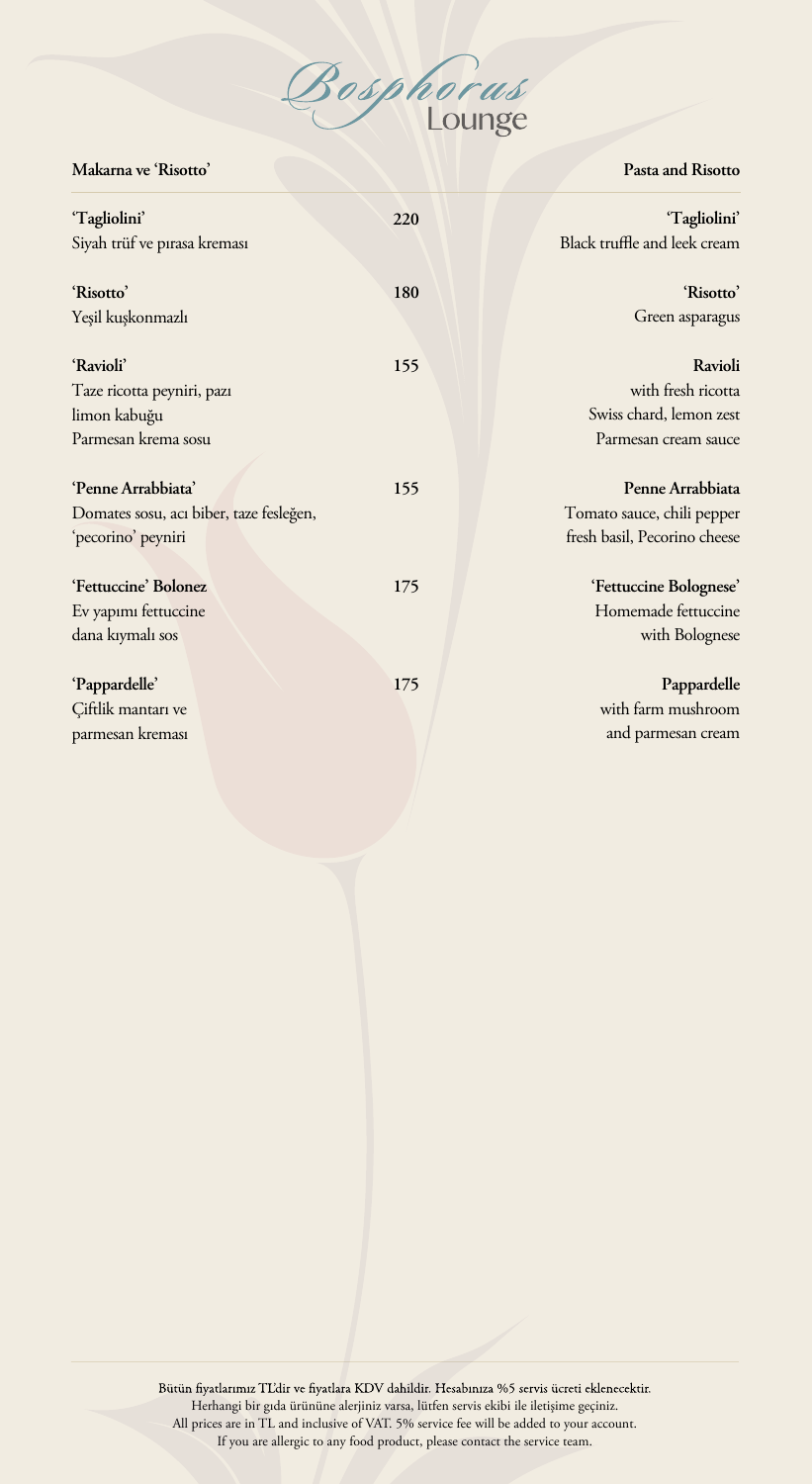# *Bosphorus* Lounge

| Makarna ve 'Risotto' | | Pasta and Risotto |
|---|---|---|
| **'Tagliolini'**<br>Siyah trüf ve pırasa kreması | **220** | **'Tagliolini'**<br>Black truffle and leek cream |
| **'Risotto'**<br>Yeşil kuşkonmazlı | **180** | **'Risotto'**<br>Green asparagus |
| **'Ravioli'**<br>Taze ricotta peyniri, pazı<br>limon kabuğu<br>Parmesan krema sosu | **155** | **Ravioli**<br>with fresh ricotta<br>Swiss chard, lemon zest<br>Parmesan cream sauce |
| **'Penne Arrabbiata'**<br>Domates sosu, acı biber, taze fesleğen,<br>'pecorino' peyniri | **155** | **Penne Arrabbiata**<br>Tomato sauce, chili pepper<br>fresh basil, Pecorino cheese |
| **'Fettuccine' Bolonez**<br>Ev yapımı fettuccine<br>dana kıymalı sos | **175** | **'Fettuccine Bolognese'**<br>Homemade fettuccine<br>with Bolognese |
| **'Pappardelle'**<br>Çiftlik mantarı ve<br>parmesan kreması | **175** | **Pappardelle**<br>with farm mushroom<br>and parmesan cream |

Bütün fiyatlarımız TL'dir ve fiyatlara KDV dahildir. Hesabınıza %5 servis ücreti eklenecektir.
Herhangi bir gıda ürününe alerjiniz varsa, lütfen servis ekibi ile iletişime geçiniz.
All prices are in TL and inclusive of VAT. 5% service fee will be added to your account.
If you are allergic to any food product, please contact the service team.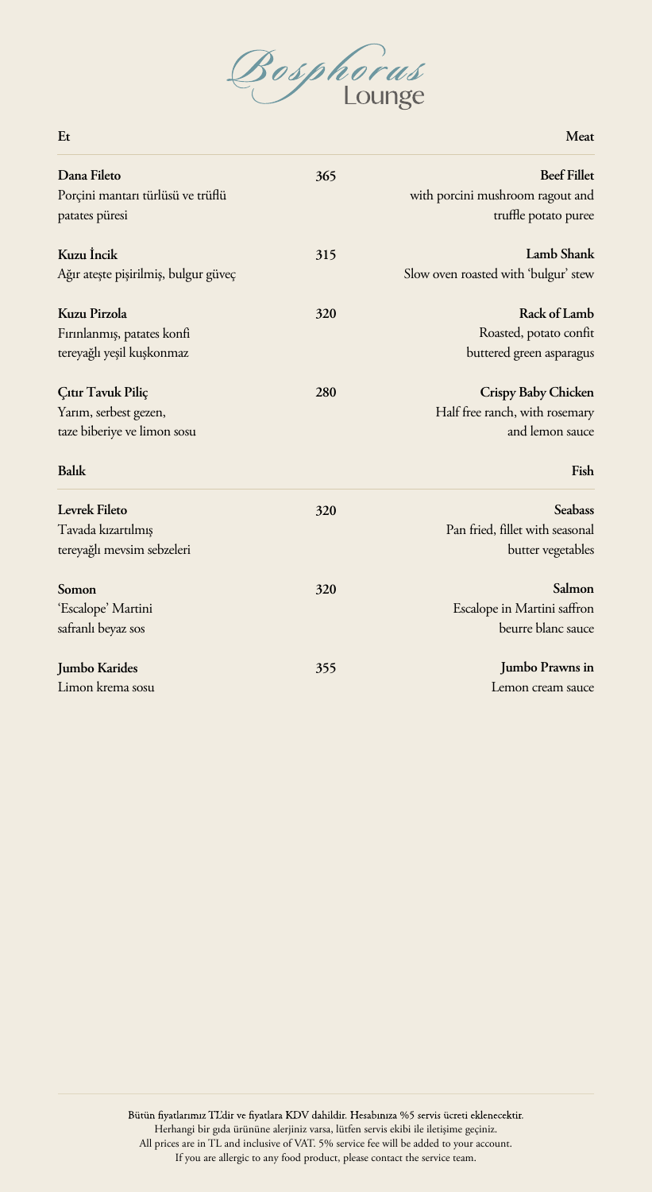# Bosphorus Lounge

| Et | | Meat |
|---|---|---|
| **Dana Fileto**<br>Porçini mantarı türlüsü ve trüflü patates püresi | **365** | **Beef Fillet**<br>with porcini mushroom ragout and truffle potato puree |
| **Kuzu İncik**<br>Ağır ateşte pişirilmiş, bulgur güveç | **315** | **Lamb Shank**<br>Slow oven roasted with 'bulgur' stew |
| **Kuzu Pirzola**<br>Fırınlanmış, patates konfi tereyağlı yeşil kuşkonmaz | **320** | **Rack of Lamb**<br>Roasted, potato confit buttered green asparagus |
| **Çıtır Tavuk Piliç**<br>Yarım, serbest gezen, taze biberiye ve limon sosu | **280** | **Crispy Baby Chicken**<br>Half free ranch, with rosemary and lemon sauce |

| Balık | | Fish |
|---|---|---|
| **Levrek Fileto**<br>Tavada kızartılmış tereyağlı mevsim sebzeleri | **320** | **Seabass**<br>Pan fried, fillet with seasonal butter vegetables |
| **Somon**<br>'Escalope' Martini safranlı beyaz sos | **320** | **Salmon**<br>Escalope in Martini saffron beurre blanc sauce |
| **Jumbo Karides**<br>Limon krema sosu | **355** | **Jumbo Prawns in**<br>Lemon cream sauce |

Bütün fiyatlarımız TL'dir ve fiyatlara KDV dahildir. Hesabınıza %5 servis ücreti eklenecektir.
Herhangi bir gıda ürününe alerjiniz varsa, lütfen servis ekibi ile iletişime geçiniz.
All prices are in TL and inclusive of VAT. 5% service fee will be added to your account.
If you are allergic to any food product, please contact the service team.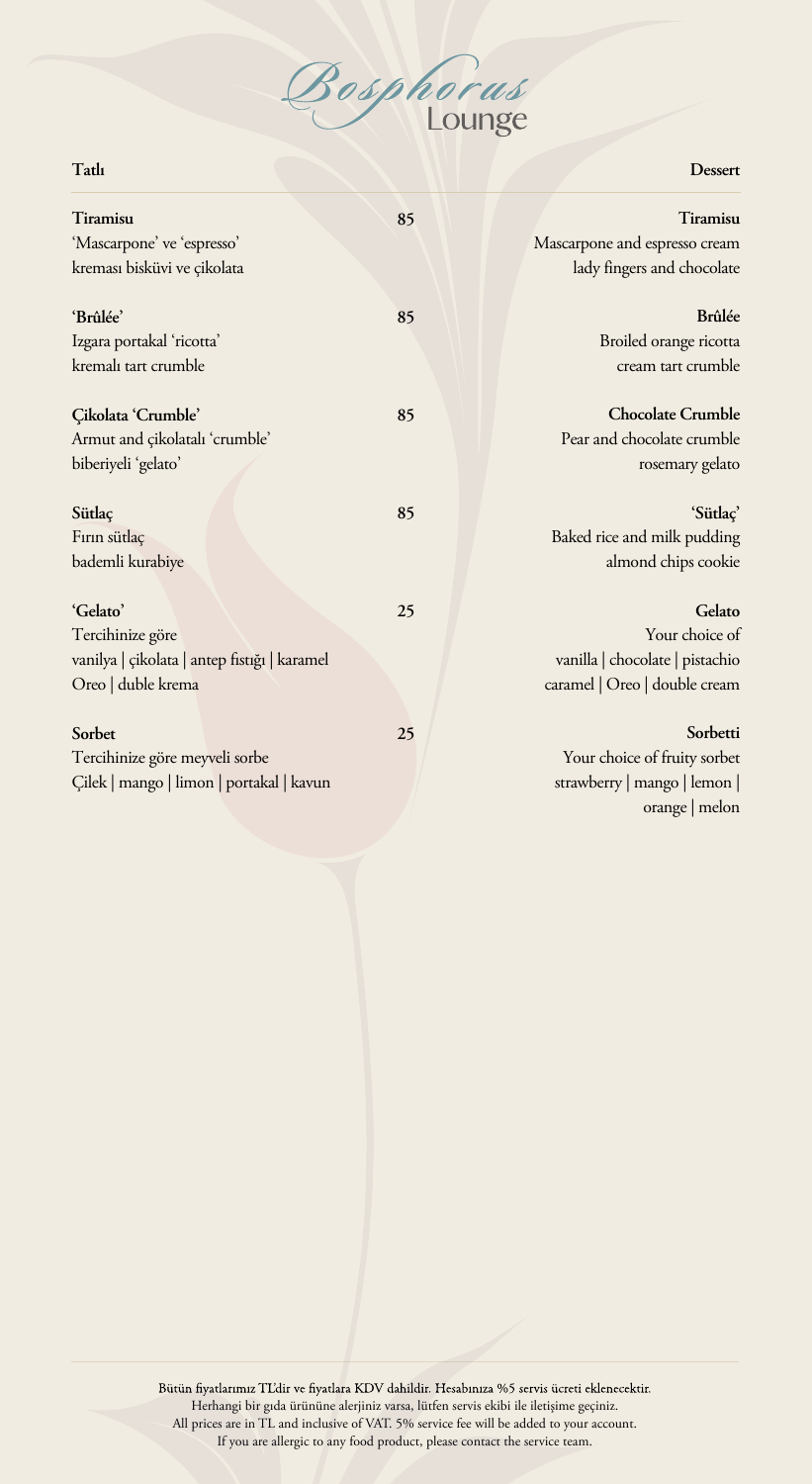# Bosphorus Lounge

## Tatlı | Dessert

| | | |
|---|---|---|
| **Tiramisu**<br>'Mascarpone' ve 'espresso' kreması bisküvi ve çikolata | 85 | **Tiramisu**<br>Mascarpone and espresso cream lady fingers and chocolate |
| **'Brûlée'**<br>Izgara portakal 'ricotta' kremalı tart crumble | 85 | **Brûlée**<br>Broiled orange ricotta cream tart crumble |
| **Çikolata 'Crumble'**<br>Armut and çikolatalı 'crumble' biberiyeli 'gelato' | 85 | **Chocolate Crumble**<br>Pear and chocolate crumble rosemary gelato |
| **Sütlaç**<br>Fırın sütlaç bademli kurabiye | 85 | **'Sütlaç'**<br>Baked rice and milk pudding almond chips cookie |
| **'Gelato'**<br>Tercihinize göre vanilya \| çikolata \| antep fıstığı \| karamel Oreo \| duble krema | 25 | **Gelato**<br>Your choice of vanilla \| chocolate \| pistachio caramel \| Oreo \| double cream |
| **Sorbet**<br>Tercihinize göre meyveli sorbe Çilek \| mango \| limon \| portakal \| kavun | 25 | **Sorbetti**<br>Your choice of fruity sorbet strawberry \| mango \| lemon \| orange \| melon |

Bütün fiyatlarımız TL'dir ve fiyatlara KDV dahildir. Hesabınıza %5 servis ücreti eklenecektir.
Herhangi bir gıda ürününe alerjiniz varsa, lütfen servis ekibi ile iletişime geçiniz.
All prices are in TL and inclusive of VAT. 5% service fee will be added to your account.
If you are allergic to any food product, please contact the service team.